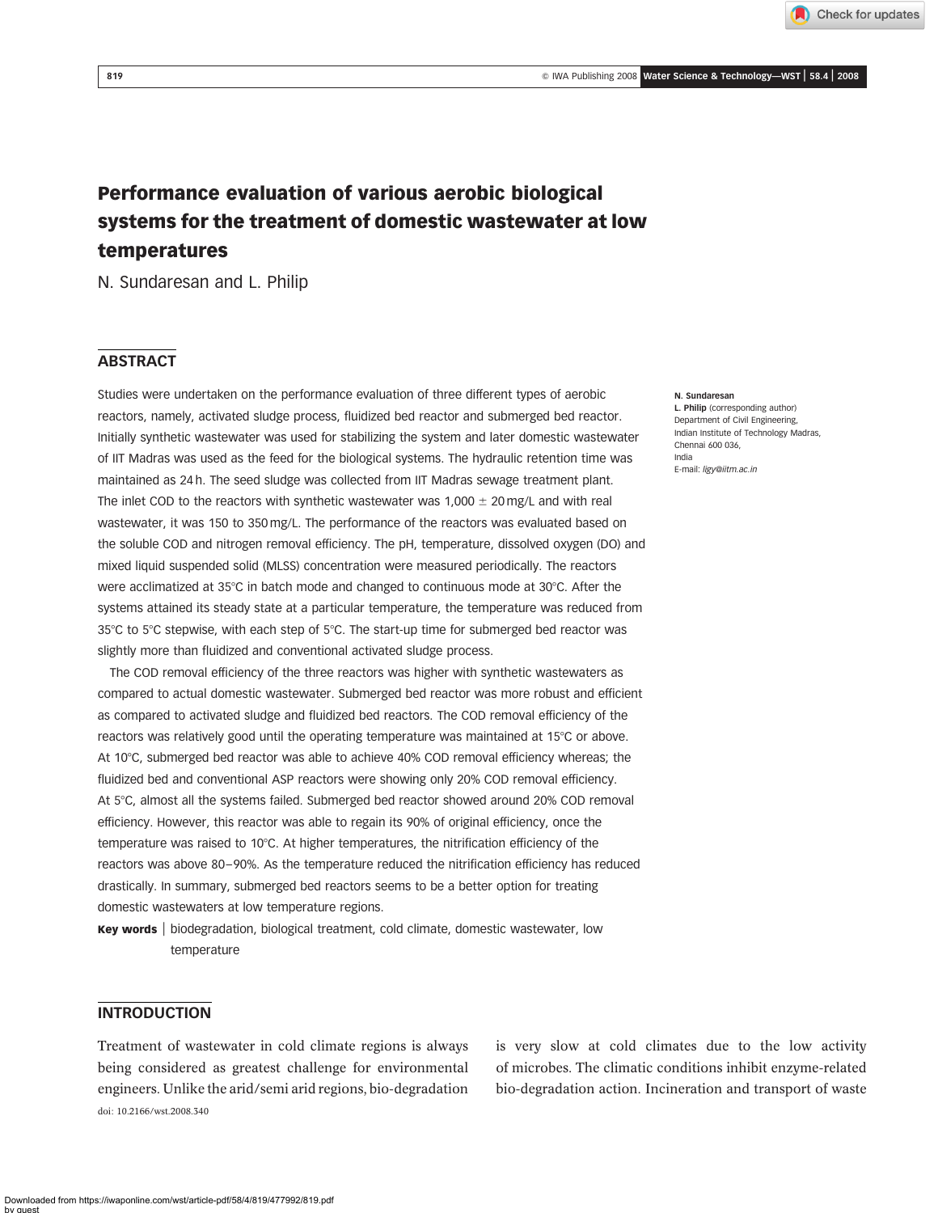# Performance evaluation of various aerobic biological systems for the treatment of domestic wastewater at low temperatures

N. Sundaresan and L. Philip

## ABSTRACT

Studies were undertaken on the performance evaluation of three different types of aerobic reactors, namely, activated sludge process, fluidized bed reactor and submerged bed reactor. Initially synthetic wastewater was used for stabilizing the system and later domestic wastewater of IIT Madras was used as the feed for the biological systems. The hydraulic retention time was maintained as 24 h. The seed sludge was collected from IIT Madras sewage treatment plant. The inlet COD to the reactors with synthetic wastewater was 1,000 ± 20 mg/L and with real wastewater, it was 150 to 350 mg/L. The performance of the reactors was evaluated based on the soluble COD and nitrogen removal efficiency. The pH, temperature, dissolved oxygen (DO) and mixed liquid suspended solid (MLSS) concentration were measured periodically. The reactors were acclimatized at 35°C in batch mode and changed to continuous mode at 30°C. After the systems attained its steady state at a particular temperature, the temperature was reduced from 35°C to 5°C stepwise, with each step of 5°C. The start-up time for submerged bed reactor was slightly more than fluidized and conventional activated sludge process.

The COD removal efficiency of the three reactors was higher with synthetic wastewaters as compared to actual domestic wastewater. Submerged bed reactor was more robust and efficient as compared to activated sludge and fluidized bed reactors. The COD removal efficiency of the reactors was relatively good until the operating temperature was maintained at 15°C or above. At 10°C, submerged bed reactor was able to achieve 40% COD removal efficiency whereas; the fluidized bed and conventional ASP reactors were showing only 20% COD removal efficiency. At 5°C, almost all the systems failed. Submerged bed reactor showed around 20% COD removal efficiency. However, this reactor was able to regain its 90% of original efficiency, once the temperature was raised to 10°C. At higher temperatures, the nitrification efficiency of the reactors was above 80–90%. As the temperature reduced the nitrification efficiency has reduced drastically. In summary, submerged bed reactors seems to be a better option for treating domestic wastewaters at low temperature regions.

**Key words** | biodegradation, biological treatment, cold climate, domestic wastewater, low temperature

**N. Sundaresan**
**L. Philip** (corresponding author)
Department of Civil Engineering,
Indian Institute of Technology Madras,
Chennai 600 036,
India
E-mail: *ligy@iitm.ac.in*

## INTRODUCTION

Treatment of wastewater in cold climate regions is always being considered as greatest challenge for environmental engineers. Unlike the arid/semi arid regions, bio-degradation is very slow at cold climates due to the low activity of microbes. The climatic conditions inhibit enzyme-related bio-degradation action. Incineration and transport of waste

doi: 10.2166/wst.2008.340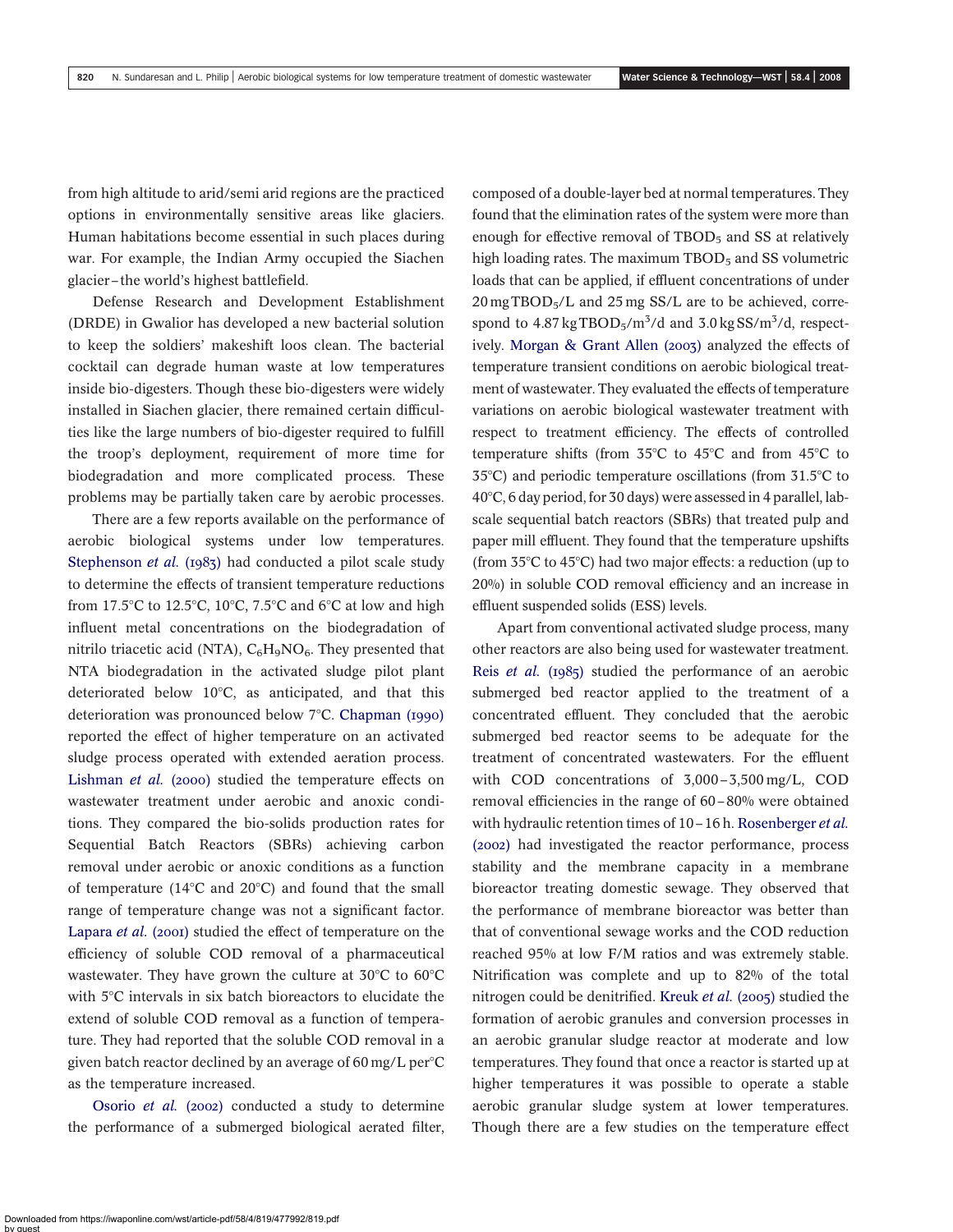from high altitude to arid/semi arid regions are the practiced options in environmentally sensitive areas like glaciers. Human habitations become essential in such places during war. For example, the Indian Army occupied the Siachen glacier – the world's highest battlefield.

Defense Research and Development Establishment (DRDE) in Gwalior has developed a new bacterial solution to keep the soldiers' makeshift loos clean. The bacterial cocktail can degrade human waste at low temperatures inside bio-digesters. Though these bio-digesters were widely installed in Siachen glacier, there remained certain difficulties like the large numbers of bio-digester required to fulfill the troop's deployment, requirement of more time for biodegradation and more complicated process. These problems may be partially taken care by aerobic processes.

There are a few reports available on the performance of aerobic biological systems under low temperatures. Stephenson *et al.* (1983) had conducted a pilot scale study to determine the effects of transient temperature reductions from 17.5°C to 12.5°C, 10°C, 7.5°C and 6°C at low and high influent metal concentrations on the biodegradation of nitrilo triacetic acid (NTA), $C_6H_9NO_6$. They presented that NTA biodegradation in the activated sludge pilot plant deteriorated below 10°C, as anticipated, and that this deterioration was pronounced below 7°C. Chapman (1990) reported the effect of higher temperature on an activated sludge process operated with extended aeration process. Lishman *et al.* (2000) studied the temperature effects on wastewater treatment under aerobic and anoxic conditions. They compared the bio-solids production rates for Sequential Batch Reactors (SBRs) achieving carbon removal under aerobic or anoxic conditions as a function of temperature (14°C and 20°C) and found that the small range of temperature change was not a significant factor. Lapara *et al.* (2001) studied the effect of temperature on the efficiency of soluble COD removal of a pharmaceutical wastewater. They have grown the culture at 30°C to 60°C with 5°C intervals in six batch bioreactors to elucidate the extend of soluble COD removal as a function of temperature. They had reported that the soluble COD removal in a given batch reactor declined by an average of 60 mg/L per°C as the temperature increased.

Osorio *et al.* (2002) conducted a study to determine the performance of a submerged biological aerated filter, composed of a double-layer bed at normal temperatures. They found that the elimination rates of the system were more than enough for effective removal of $TBOD_5$ and SS at relatively high loading rates. The maximum $TBOD_5$ and SS volumetric loads that can be applied, if effluent concentrations of under 20 mg $TBOD_5$/L and 25 mg SS/L are to be achieved, correspond to 4.87 kg $TBOD_5/m^3$/d and 3.0 kg $SS/m^3$/d, respectively. Morgan & Grant Allen (2003) analyzed the effects of temperature transient conditions on aerobic biological treatment of wastewater. They evaluated the effects of temperature variations on aerobic biological wastewater treatment with respect to treatment efficiency. The effects of controlled temperature shifts (from 35°C to 45°C and from 45°C to 35°C) and periodic temperature oscillations (from 31.5°C to 40°C, 6 day period, for 30 days) were assessed in 4 parallel, lab-scale sequential batch reactors (SBRs) that treated pulp and paper mill effluent. They found that the temperature upshifts (from 35°C to 45°C) had two major effects: a reduction (up to 20%) in soluble COD removal efficiency and an increase in effluent suspended solids (ESS) levels.

Apart from conventional activated sludge process, many other reactors are also being used for wastewater treatment. Reis *et al.* (1985) studied the performance of an aerobic submerged bed reactor applied to the treatment of a concentrated effluent. They concluded that the aerobic submerged bed reactor seems to be adequate for the treatment of concentrated wastewaters. For the effluent with COD concentrations of 3,000 – 3,500 mg/L, COD removal efficiencies in the range of 60 – 80% were obtained with hydraulic retention times of 10 – 16 h. Rosenberger *et al.* (2002) had investigated the reactor performance, process stability and the membrane capacity in a membrane bioreactor treating domestic sewage. They observed that the performance of membrane bioreactor was better than that of conventional sewage works and the COD reduction reached 95% at low F/M ratios and was extremely stable. Nitrification was complete and up to 82% of the total nitrogen could be denitrified. Kreuk *et al.* (2005) studied the formation of aerobic granules and conversion processes in an aerobic granular sludge reactor at moderate and low temperatures. They found that once a reactor is started up at higher temperatures it was possible to operate a stable aerobic granular sludge system at lower temperatures. Though there are a few studies on the temperature effect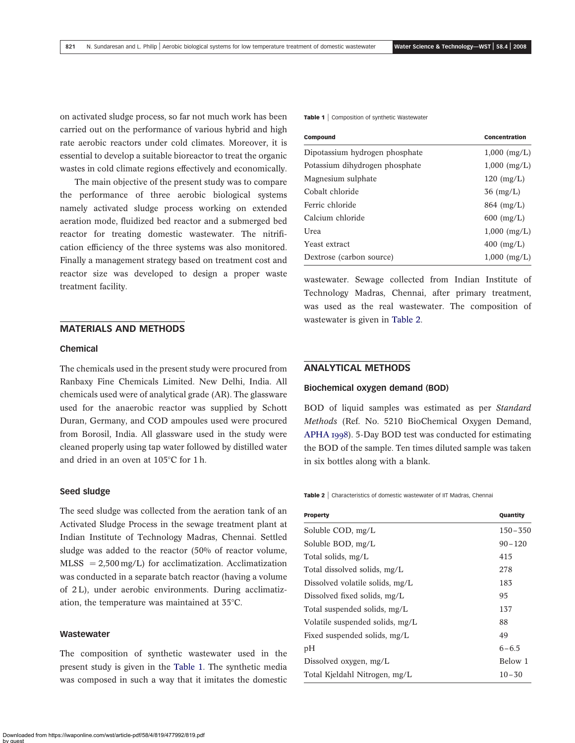on activated sludge process, so far not much work has been carried out on the performance of various hybrid and high rate aerobic reactors under cold climates. Moreover, it is essential to develop a suitable bioreactor to treat the organic wastes in cold climate regions effectively and economically.

The main objective of the present study was to compare the performance of three aerobic biological systems namely activated sludge process working on extended aeration mode, fluidized bed reactor and a submerged bed reactor for treating domestic wastewater. The nitrification efficiency of the three systems was also monitored. Finally a management strategy based on treatment cost and reactor size was developed to design a proper waste treatment facility.

## MATERIALS AND METHODS

### Chemical

The chemicals used in the present study were procured from Ranbaxy Fine Chemicals Limited. New Delhi, India. All chemicals used were of analytical grade (AR). The glassware used for the anaerobic reactor was supplied by Schott Duran, Germany, and COD ampoules used were procured from Borosil, India. All glassware used in the study were cleaned properly using tap water followed by distilled water and dried in an oven at 105°C for 1 h.

### Seed sludge

The seed sludge was collected from the aeration tank of an Activated Sludge Process in the sewage treatment plant at Indian Institute of Technology Madras, Chennai. Settled sludge was added to the reactor (50% of reactor volume, MLSS = 2,500 mg/L) for acclimatization. Acclimatization was conducted in a separate batch reactor (having a volume of 2 L), under aerobic environments. During acclimatization, the temperature was maintained at 35°C.

### Wastewater

The composition of synthetic wastewater used in the present study is given in the Table 1. The synthetic media was composed in such a way that it imitates the domestic wastewater. Sewage collected from Indian Institute of Technology Madras, Chennai, after primary treatment, was used as the real wastewater. The composition of wastewater is given in Table 2.

**Table 1** | Composition of synthetic Wastewater

| Compound | Concentration |
|---|---|
| Dipotassium hydrogen phosphate | 1,000 (mg/L) |
| Potassium dihydrogen phosphate | 1,000 (mg/L) |
| Magnesium sulphate | 120 (mg/L) |
| Cobalt chloride | 36 (mg/L) |
| Ferric chloride | 864 (mg/L) |
| Calcium chloride | 600 (mg/L) |
| Urea | 1,000 (mg/L) |
| Yeast extract | 400 (mg/L) |
| Dextrose (carbon source) | 1,000 (mg/L) |

## ANALYTICAL METHODS

### Biochemical oxygen demand (BOD)

BOD of liquid samples was estimated as per *Standard Methods* (Ref. No. 5210 BioChemical Oxygen Demand, APHA 1998). 5-Day BOD test was conducted for estimating the BOD of the sample. Ten times diluted sample was taken in six bottles along with a blank.

**Table 2** | Characteristics of domestic wastewater of IIT Madras, Chennai

| Property | Quantity |
|---|---|
| Soluble COD, mg/L | 150–350 |
| Soluble BOD, mg/L | 90–120 |
| Total solids, mg/L | 415 |
| Total dissolved solids, mg/L | 278 |
| Dissolved volatile solids, mg/L | 183 |
| Dissolved fixed solids, mg/L | 95 |
| Total suspended solids, mg/L | 137 |
| Volatile suspended solids, mg/L | 88 |
| Fixed suspended solids, mg/L | 49 |
| pH | 6–6.5 |
| Dissolved oxygen, mg/L | Below 1 |
| Total Kjeldahl Nitrogen, mg/L | 10–30 |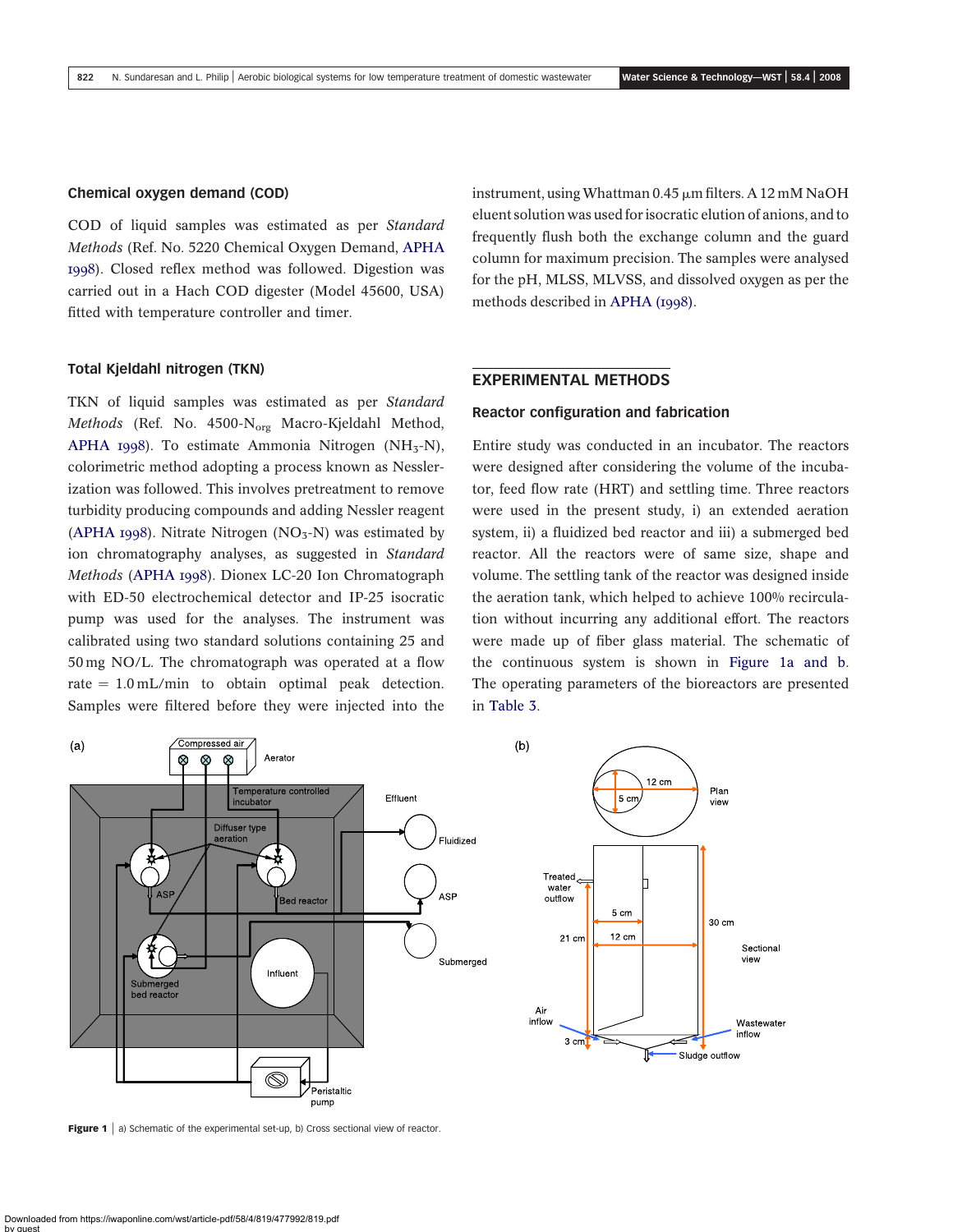### Chemical oxygen demand (COD)

COD of liquid samples was estimated as per *Standard Methods* (Ref. No. 5220 Chemical Oxygen Demand, APHA 1998). Closed reflex method was followed. Digestion was carried out in a Hach COD digester (Model 45600, USA) fitted with temperature controller and timer.

### Total Kjeldahl nitrogen (TKN)

TKN of liquid samples was estimated as per *Standard Methods* (Ref. No. 4500-$N_{org}$ Macro-Kjeldahl Method, APHA 1998). To estimate Ammonia Nitrogen ($NH_3$-N), colorimetric method adopting a process known as Nesslerization was followed. This involves pretreatment to remove turbidity producing compounds and adding Nessler reagent (APHA 1998). Nitrate Nitrogen ($NO_3$-N) was estimated by ion chromatography analyses, as suggested in *Standard Methods* (APHA 1998). Dionex LC-20 Ion Chromatograph with ED-50 electrochemical detector and IP-25 isocratic pump was used for the analyses. The instrument was calibrated using two standard solutions containing 25 and 50 mg NO/L. The chromatograph was operated at a flow rate = 1.0 mL/min to obtain optimal peak detection. Samples were filtered before they were injected into the instrument, using Whattman 0.45 μm filters. A 12 mM NaOH eluent solution was used for isocratic elution of anions, and to frequently flush both the exchange column and the guard column for maximum precision. The samples were analysed for the pH, MLSS, MLVSS, and dissolved oxygen as per the methods described in APHA (1998).

## EXPERIMENTAL METHODS

### Reactor configuration and fabrication

Entire study was conducted in an incubator. The reactors were designed after considering the volume of the incubator, feed flow rate (HRT) and settling time. Three reactors were used in the present study, i) an extended aeration system, ii) a fluidized bed reactor and iii) a submerged bed reactor. All the reactors were of same size, shape and volume. The settling tank of the reactor was designed inside the aeration tank, which helped to achieve 100% recirculation without incurring any additional effort. The reactors were made up of fiber glass material. The schematic of the continuous system is shown in Figure 1a and b. The operating parameters of the bioreactors are presented in Table 3.

**Figure 1** | a) Schematic of the experimental set-up, b) Cross sectional view of reactor.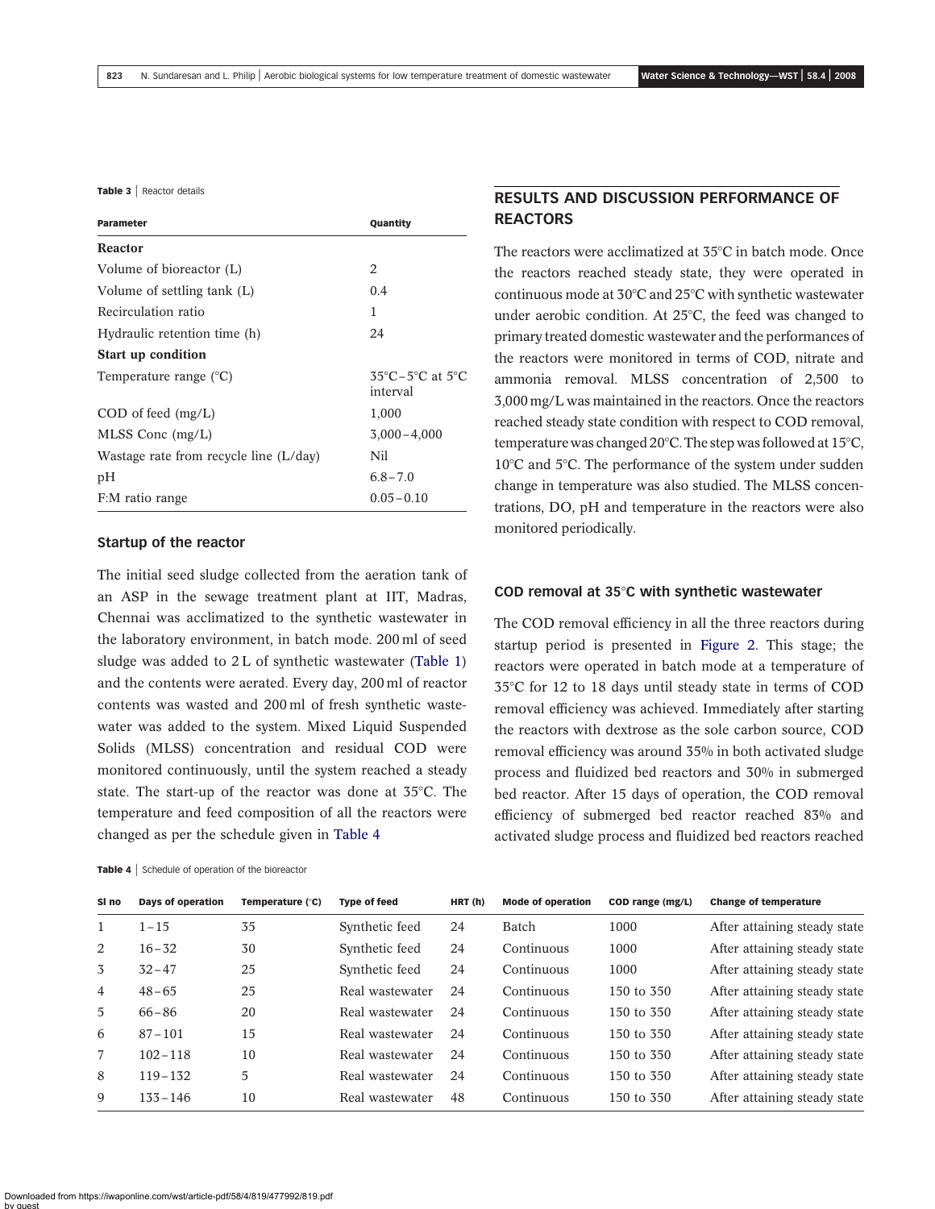**Table 3** | Reactor details

| Parameter | Quantity |
|---|---|
| **Reactor** | |
| Volume of bioreactor (L) | 2 |
| Volume of settling tank (L) | 0.4 |
| Recirculation ratio | 1 |
| Hydraulic retention time (h) | 24 |
| **Start up condition** | |
| Temperature range (°C) | 35°C–5°C at 5°C interval |
| COD of feed (mg/L) | 1,000 |
| MLSS Conc (mg/L) | 3,000–4,000 |
| Wastage rate from recycle line (L/day) | Nil |
| pH | 6.8–7.0 |
| F:M ratio range | 0.05–0.10 |

### Startup of the reactor

The initial seed sludge collected from the aeration tank of an ASP in the sewage treatment plant at IIT, Madras, Chennai was acclimatized to the synthetic wastewater in the laboratory environment, in batch mode. 200 ml of seed sludge was added to 2 L of synthetic wastewater (Table 1) and the contents were aerated. Every day, 200 ml of reactor contents was wasted and 200 ml of fresh synthetic wastewater was added to the system. Mixed Liquid Suspended Solids (MLSS) concentration and residual COD were monitored continuously, until the system reached a steady state. The start-up of the reactor was done at 35°C. The temperature and feed composition of all the reactors were changed as per the schedule given in Table 4

## RESULTS AND DISCUSSION PERFORMANCE OF REACTORS

The reactors were acclimatized at 35°C in batch mode. Once the reactors reached steady state, they were operated in continuous mode at 30°C and 25°C with synthetic wastewater under aerobic condition. At 25°C, the feed was changed to primary treated domestic wastewater and the performances of the reactors were monitored in terms of COD, nitrate and ammonia removal. MLSS concentration of 2,500 to 3,000 mg/L was maintained in the reactors. Once the reactors reached steady state condition with respect to COD removal, temperature was changed 20°C. The step was followed at 15°C, 10°C and 5°C. The performance of the system under sudden change in temperature was also studied. The MLSS concentrations, DO, pH and temperature in the reactors were also monitored periodically.

### COD removal at 35°C with synthetic wastewater

The COD removal efficiency in all the three reactors during startup period is presented in Figure 2. This stage; the reactors were operated in batch mode at a temperature of 35°C for 12 to 18 days until steady state in terms of COD removal efficiency was achieved. Immediately after starting the reactors with dextrose as the sole carbon source, COD removal efficiency was around 35% in both activated sludge process and fluidized bed reactors and 30% in submerged bed reactor. After 15 days of operation, the COD removal efficiency of submerged bed reactor reached 83% and activated sludge process and fluidized bed reactors reached

**Table 4** | Schedule of operation of the bioreactor

| Sl no | Days of operation | Temperature (°C) | Type of feed | HRT (h) | Mode of operation | COD range (mg/L) | Change of temperature |
|---|---|---|---|---|---|---|---|
| 1 | 1–15 | 35 | Synthetic feed | 24 | Batch | 1000 | After attaining steady state |
| 2 | 16–32 | 30 | Synthetic feed | 24 | Continuous | 1000 | After attaining steady state |
| 3 | 32–47 | 25 | Synthetic feed | 24 | Continuous | 1000 | After attaining steady state |
| 4 | 48–65 | 25 | Real wastewater | 24 | Continuous | 150 to 350 | After attaining steady state |
| 5 | 66–86 | 20 | Real wastewater | 24 | Continuous | 150 to 350 | After attaining steady state |
| 6 | 87–101 | 15 | Real wastewater | 24 | Continuous | 150 to 350 | After attaining steady state |
| 7 | 102–118 | 10 | Real wastewater | 24 | Continuous | 150 to 350 | After attaining steady state |
| 8 | 119–132 | 5 | Real wastewater | 24 | Continuous | 150 to 350 | After attaining steady state |
| 9 | 133–146 | 10 | Real wastewater | 48 | Continuous | 150 to 350 | After attaining steady state |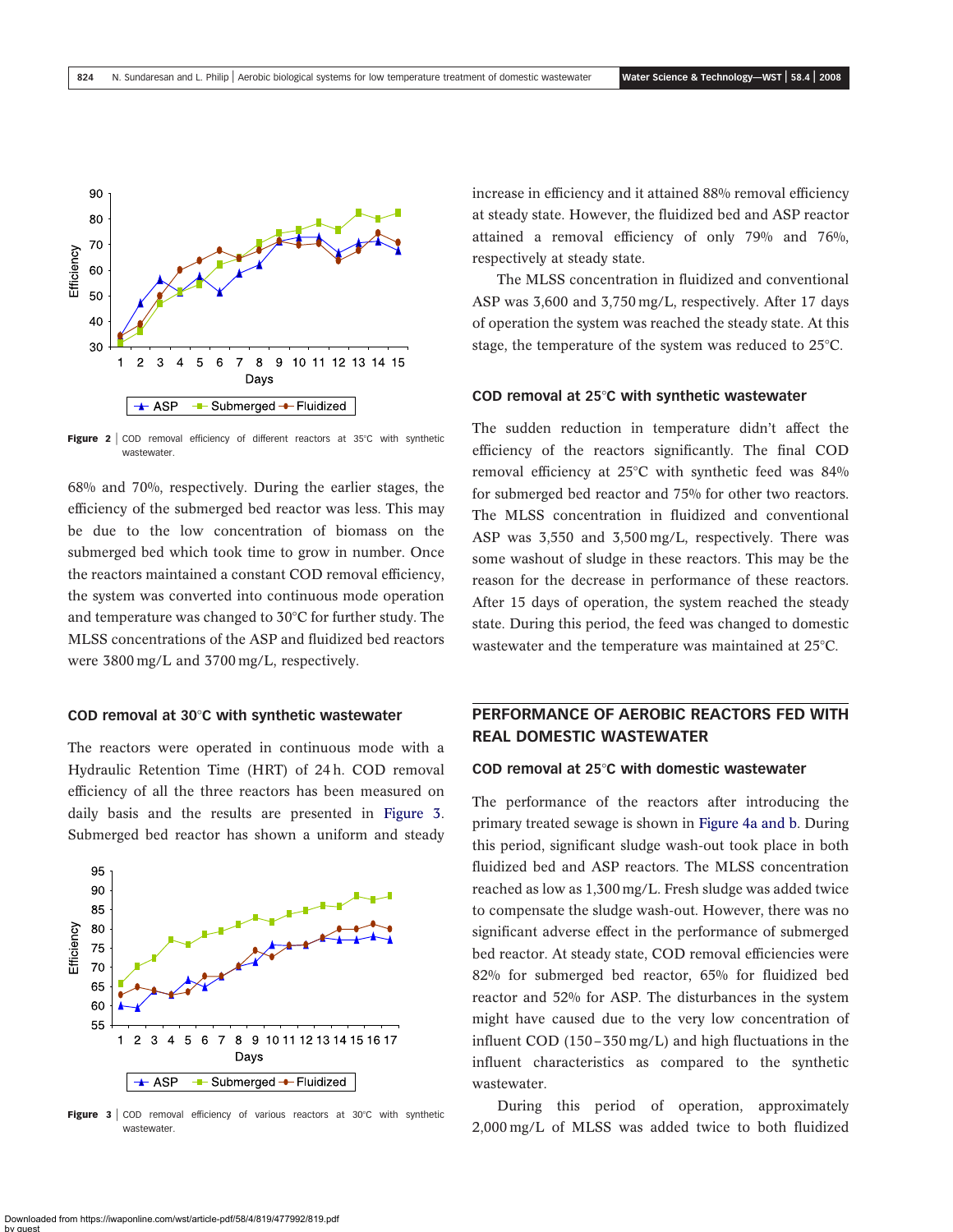Figure 2 | COD removal efficiency of different reactors at 35°C with synthetic wastewater.

68% and 70%, respectively. During the earlier stages, the efficiency of the submerged bed reactor was less. This may be due to the low concentration of biomass on the submerged bed which took time to grow in number. Once the reactors maintained a constant COD removal efficiency, the system was converted into continuous mode operation and temperature was changed to 30°C for further study. The MLSS concentrations of the ASP and fluidized bed reactors were 3800 mg/L and 3700 mg/L, respectively.

### COD removal at 30°C with synthetic wastewater

The reactors were operated in continuous mode with a Hydraulic Retention Time (HRT) of 24 h. COD removal efficiency of all the three reactors has been measured on daily basis and the results are presented in Figure 3. Submerged bed reactor has shown a uniform and steady

Figure 3 | COD removal efficiency of various reactors at 30°C with synthetic wastewater.

increase in efficiency and it attained 88% removal efficiency at steady state. However, the fluidized bed and ASP reactor attained a removal efficiency of only 79% and 76%, respectively at steady state.

The MLSS concentration in fluidized and conventional ASP was 3,600 and 3,750 mg/L, respectively. After 17 days of operation the system was reached the steady state. At this stage, the temperature of the system was reduced to 25°C.

### COD removal at 25°C with synthetic wastewater

The sudden reduction in temperature didn't affect the efficiency of the reactors significantly. The final COD removal efficiency at 25°C with synthetic feed was 84% for submerged bed reactor and 75% for other two reactors. The MLSS concentration in fluidized and conventional ASP was 3,550 and 3,500 mg/L, respectively. There was some washout of sludge in these reactors. This may be the reason for the decrease in performance of these reactors. After 15 days of operation, the system reached the steady state. During this period, the feed was changed to domestic wastewater and the temperature was maintained at 25°C.

## PERFORMANCE OF AEROBIC REACTORS FED WITH REAL DOMESTIC WASTEWATER

### COD removal at 25°C with domestic wastewater

The performance of the reactors after introducing the primary treated sewage is shown in Figure 4a and b. During this period, significant sludge wash-out took place in both fluidized bed and ASP reactors. The MLSS concentration reached as low as 1,300 mg/L. Fresh sludge was added twice to compensate the sludge wash-out. However, there was no significant adverse effect in the performance of submerged bed reactor. At steady state, COD removal efficiencies were 82% for submerged bed reactor, 65% for fluidized bed reactor and 52% for ASP. The disturbances in the system might have caused due to the very low concentration of influent COD (150–350 mg/L) and high fluctuations in the influent characteristics as compared to the synthetic wastewater.

During this period of operation, approximately 2,000 mg/L of MLSS was added twice to both fluidized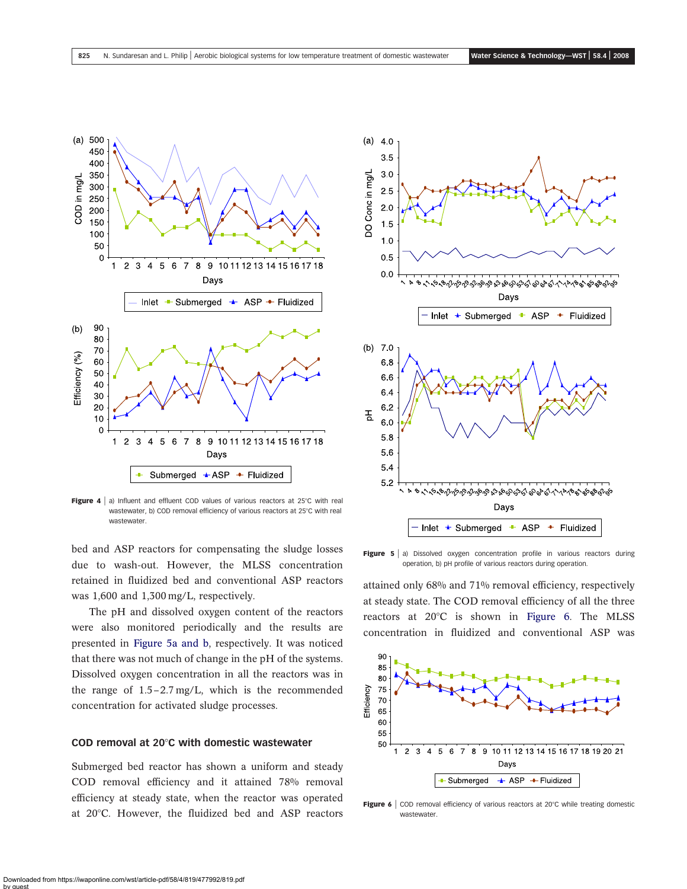Figure 4 | a) Influent and effluent COD values of various reactors at 25°C with real wastewater, b) COD removal efficiency of various reactors at 25°C with real wastewater.

bed and ASP reactors for compensating the sludge losses due to wash-out. However, the MLSS concentration retained in fluidized bed and conventional ASP reactors was 1,600 and 1,300 mg/L, respectively.

The pH and dissolved oxygen content of the reactors were also monitored periodically and the results are presented in Figure 5a and b, respectively. It was noticed that there was not much of change in the pH of the systems. Dissolved oxygen concentration in all the reactors was in the range of 1.5–2.7 mg/L, which is the recommended concentration for activated sludge processes.

## COD removal at 20°C with domestic wastewater

Submerged bed reactor has shown a uniform and steady COD removal efficiency and it attained 78% removal efficiency at steady state, when the reactor was operated at 20°C. However, the fluidized bed and ASP reactors attained only 68% and 71% removal efficiency, respectively at steady state. The COD removal efficiency of all the three reactors at 20°C is shown in Figure 6. The MLSS concentration in fluidized and conventional ASP was

Figure 5 | a) Dissolved oxygen concentration profile in various reactors during operation, b) pH profile of various reactors during operation.

Figure 6 | COD removal efficiency of various reactors at 20°C while treating domestic wastewater.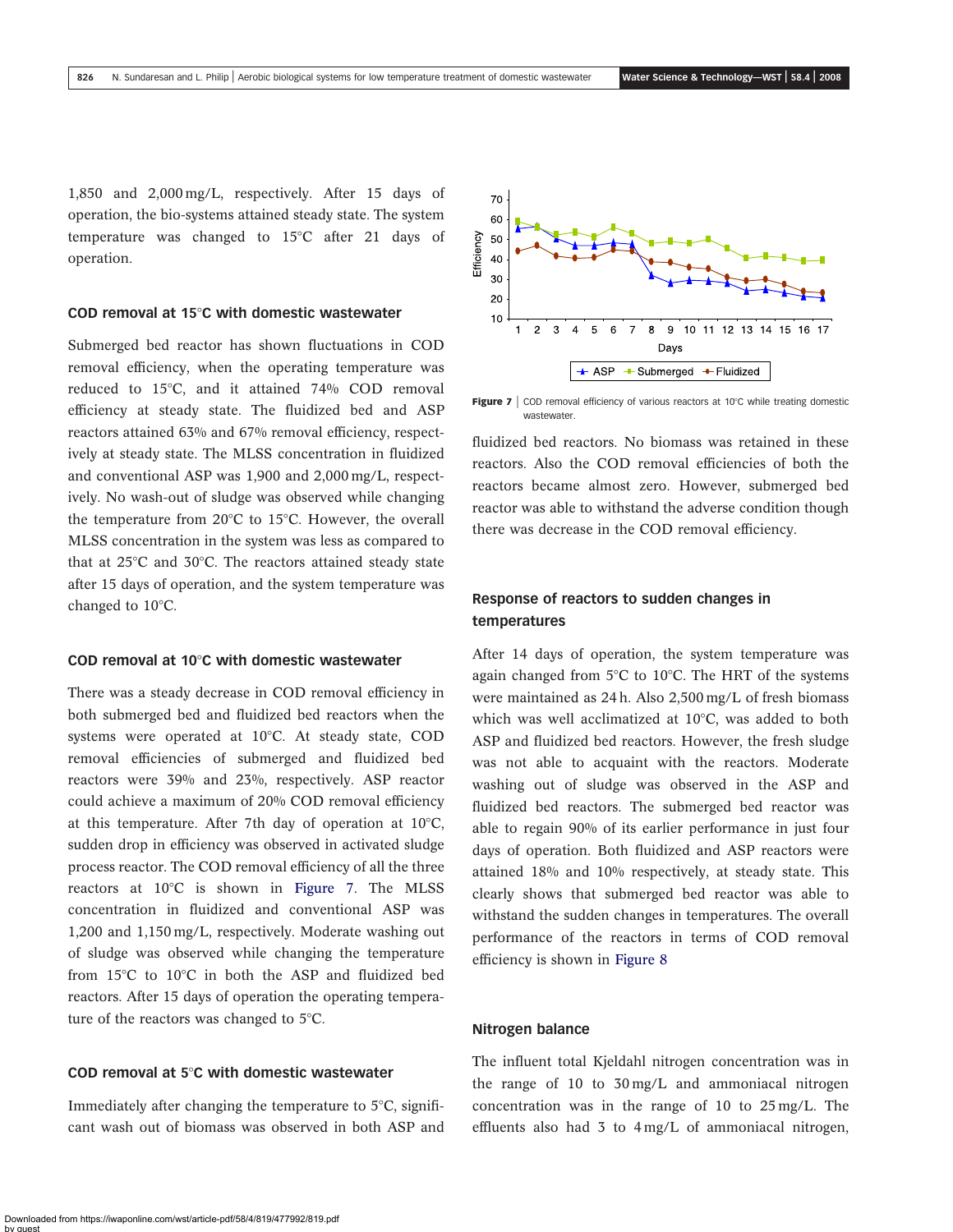1,850 and 2,000 mg/L, respectively. After 15 days of operation, the bio-systems attained steady state. The system temperature was changed to 15°C after 21 days of operation.

### COD removal at 15°C with domestic wastewater

Submerged bed reactor has shown fluctuations in COD removal efficiency, when the operating temperature was reduced to 15°C, and it attained 74% COD removal efficiency at steady state. The fluidized bed and ASP reactors attained 63% and 67% removal efficiency, respectively at steady state. The MLSS concentration in fluidized and conventional ASP was 1,900 and 2,000 mg/L, respectively. No wash-out of sludge was observed while changing the temperature from 20°C to 15°C. However, the overall MLSS concentration in the system was less as compared to that at 25°C and 30°C. The reactors attained steady state after 15 days of operation, and the system temperature was changed to 10°C.

### COD removal at 10°C with domestic wastewater

There was a steady decrease in COD removal efficiency in both submerged bed and fluidized bed reactors when the systems were operated at 10°C. At steady state, COD removal efficiencies of submerged and fluidized bed reactors were 39% and 23%, respectively. ASP reactor could achieve a maximum of 20% COD removal efficiency at this temperature. After 7th day of operation at 10°C, sudden drop in efficiency was observed in activated sludge process reactor. The COD removal efficiency of all the three reactors at 10°C is shown in Figure 7. The MLSS concentration in fluidized and conventional ASP was 1,200 and 1,150 mg/L, respectively. Moderate washing out of sludge was observed while changing the temperature from 15°C to 10°C in both the ASP and fluidized bed reactors. After 15 days of operation the operating temperature of the reactors was changed to 5°C.

### COD removal at 5°C with domestic wastewater

Immediately after changing the temperature to 5°C, significant wash out of biomass was observed in both ASP and fluidized bed reactors. No biomass was retained in these reactors. Also the COD removal efficiencies of both the reactors became almost zero. However, submerged bed reactor was able to withstand the adverse condition though there was decrease in the COD removal efficiency.

**Figure 7** | COD removal efficiency of various reactors at 10°C while treating domestic wastewater.

### Response of reactors to sudden changes in temperatures

After 14 days of operation, the system temperature was again changed from 5°C to 10°C. The HRT of the systems were maintained as 24 h. Also 2,500 mg/L of fresh biomass which was well acclimatized at 10°C, was added to both ASP and fluidized bed reactors. However, the fresh sludge was not able to acquaint with the reactors. Moderate washing out of sludge was observed in the ASP and fluidized bed reactors. The submerged bed reactor was able to regain 90% of its earlier performance in just four days of operation. Both fluidized and ASP reactors were attained 18% and 10% respectively, at steady state. This clearly shows that submerged bed reactor was able to withstand the sudden changes in temperatures. The overall performance of the reactors in terms of COD removal efficiency is shown in Figure 8

### Nitrogen balance

The influent total Kjeldahl nitrogen concentration was in the range of 10 to 30 mg/L and ammoniacal nitrogen concentration was in the range of 10 to 25 mg/L. The effluents also had 3 to 4 mg/L of ammoniacal nitrogen,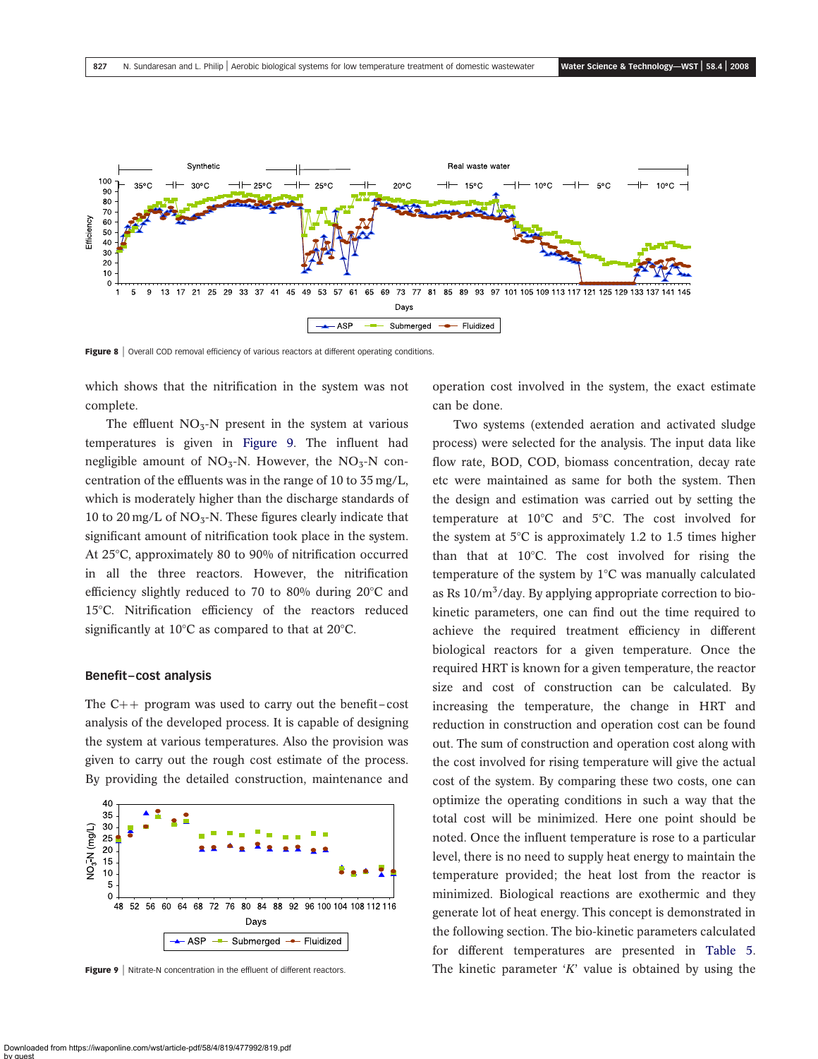**Figure 8** | Overall COD removal efficiency of various reactors at different operating conditions.

which shows that the nitrification in the system was not complete.

The effluent $NO_3$-N present in the system at various temperatures is given in Figure 9. The influent had negligible amount of $NO_3$-N. However, the $NO_3$-N concentration of the effluents was in the range of 10 to 35 mg/L, which is moderately higher than the discharge standards of 10 to 20 mg/L of $NO_3$-N. These figures clearly indicate that significant amount of nitrification took place in the system. At 25°C, approximately 80 to 90% of nitrification occurred in all the three reactors. However, the nitrification efficiency slightly reduced to 70 to 80% during 20°C and 15°C. Nitrification efficiency of the reactors reduced significantly at 10°C as compared to that at 20°C.

### Benefit–cost analysis

The C++ program was used to carry out the benefit–cost analysis of the developed process. It is capable of designing the system at various temperatures. Also the provision was given to carry out the rough cost estimate of the process. By providing the detailed construction, maintenance and operation cost involved in the system, the exact estimate can be done.

**Figure 9** | Nitrate-N concentration in the effluent of different reactors.

Two systems (extended aeration and activated sludge process) were selected for the analysis. The input data like flow rate, BOD, COD, biomass concentration, decay rate etc were maintained as same for both the system. Then the design and estimation was carried out by setting the temperature at 10°C and 5°C. The cost involved for the system at 5°C is approximately 1.2 to 1.5 times higher than that at 10°C. The cost involved for rising the temperature of the system by 1°C was manually calculated as Rs $10/m^3$/day. By applying appropriate correction to bio-kinetic parameters, one can find out the time required to achieve the required treatment efficiency in different biological reactors for a given temperature. Once the required HRT is known for a given temperature, the reactor size and cost of construction can be calculated. By increasing the temperature, the change in HRT and reduction in construction and operation cost can be found out. The sum of construction and operation cost along with the cost involved for rising temperature will give the actual cost of the system. By comparing these two costs, one can optimize the operating conditions in such a way that the total cost will be minimized. Here one point should be noted. Once the influent temperature is rose to a particular level, there is no need to supply heat energy to maintain the temperature provided; the heat lost from the reactor is minimized. Biological reactions are exothermic and they generate lot of heat energy. This concept is demonstrated in the following section. The bio-kinetic parameters calculated for different temperatures are presented in Table 5. The kinetic parameter '$K$' value is obtained by using the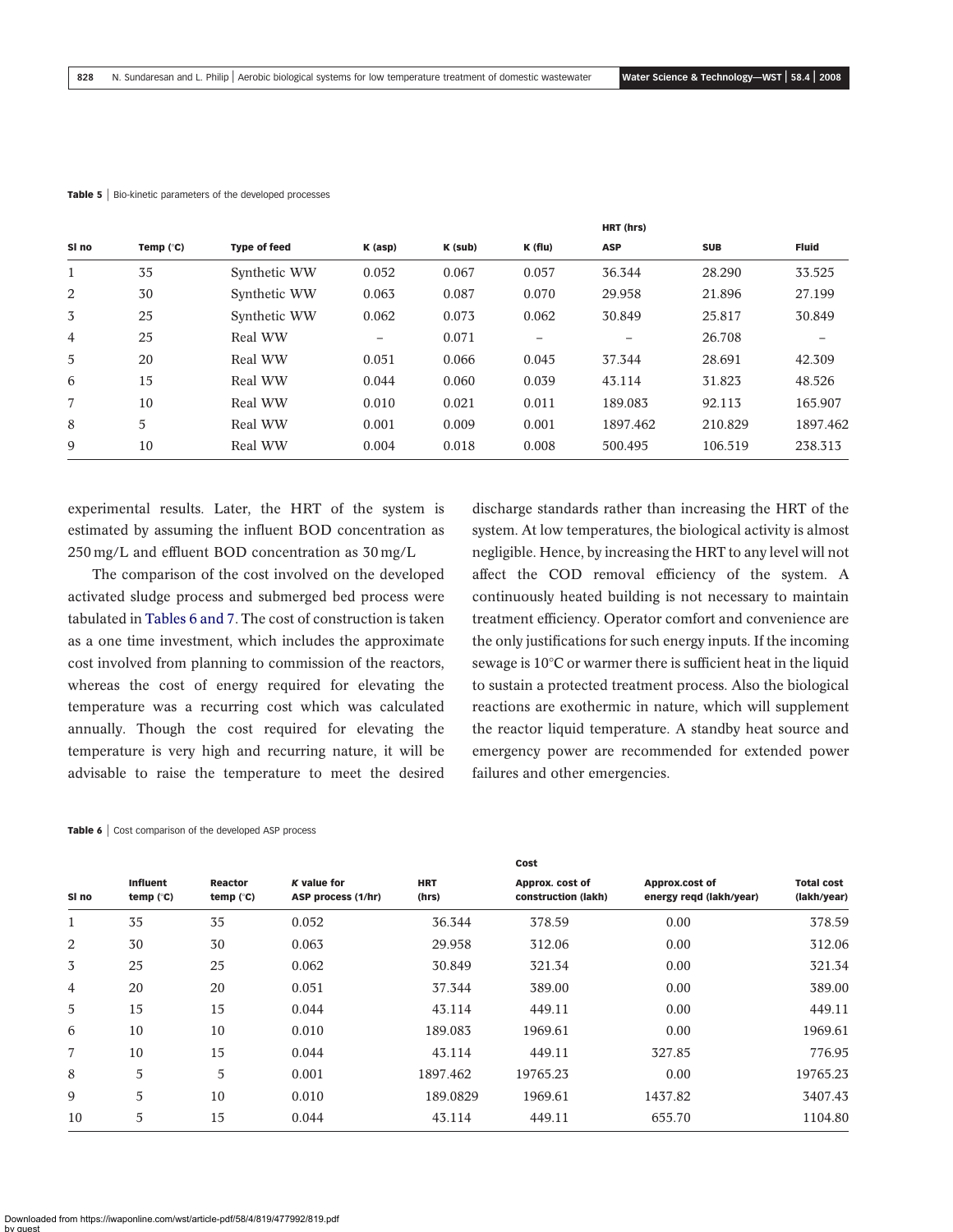**Table 5** | Bio-kinetic parameters of the developed processes

| Sl no | Temp (°C) | Type of feed | K (asp) | K (sub) | K (flu) | HRT (hrs) | | |
|---|---|---|---|---|---|---|---|---|
| | | | | | | ASP | SUB | Fluid |
| 1 | 35 | Synthetic WW | 0.052 | 0.067 | 0.057 | 36.344 | 28.290 | 33.525 |
| 2 | 30 | Synthetic WW | 0.063 | 0.087 | 0.070 | 29.958 | 21.896 | 27.199 |
| 3 | 25 | Synthetic WW | 0.062 | 0.073 | 0.062 | 30.849 | 25.817 | 30.849 |
| 4 | 25 | Real WW | – | 0.071 | – | – | 26.708 | – |
| 5 | 20 | Real WW | 0.051 | 0.066 | 0.045 | 37.344 | 28.691 | 42.309 |
| 6 | 15 | Real WW | 0.044 | 0.060 | 0.039 | 43.114 | 31.823 | 48.526 |
| 7 | 10 | Real WW | 0.010 | 0.021 | 0.011 | 189.083 | 92.113 | 165.907 |
| 8 | 5 | Real WW | 0.001 | 0.009 | 0.001 | 1897.462 | 210.829 | 1897.462 |
| 9 | 10 | Real WW | 0.004 | 0.018 | 0.008 | 500.495 | 106.519 | 238.313 |

experimental results. Later, the HRT of the system is estimated by assuming the influent BOD concentration as 250 mg/L and effluent BOD concentration as 30 mg/L

The comparison of the cost involved on the developed activated sludge process and submerged bed process were tabulated in Tables 6 and 7. The cost of construction is taken as a one time investment, which includes the approximate cost involved from planning to commission of the reactors, whereas the cost of energy required for elevating the temperature was a recurring cost which was calculated annually. Though the cost required for elevating the temperature is very high and recurring nature, it will be advisable to raise the temperature to meet the desired discharge standards rather than increasing the HRT of the system. At low temperatures, the biological activity is almost negligible. Hence, by increasing the HRT to any level will not affect the COD removal efficiency of the system. A continuously heated building is not necessary to maintain treatment efficiency. Operator comfort and convenience are the only justifications for such energy inputs. If the incoming sewage is 10°C or warmer there is sufficient heat in the liquid to sustain a protected treatment process. Also the biological reactions are exothermic in nature, which will supplement the reactor liquid temperature. A standby heat source and emergency power are recommended for extended power failures and other emergencies.

**Table 6** | Cost comparison of the developed ASP process

| Sl no | Influent temp (°C) | Reactor temp (°C) | *K* value for ASP process (1/hr) | HRT (hrs) | Cost | | |
|---|---|---|---|---|---|---|---|
| | | | | | Approx. cost of construction (lakh) | Approx.cost of energy reqd (lakh/year) | Total cost (lakh/year) |
| 1 | 35 | 35 | 0.052 | 36.344 | 378.59 | 0.00 | 378.59 |
| 2 | 30 | 30 | 0.063 | 29.958 | 312.06 | 0.00 | 312.06 |
| 3 | 25 | 25 | 0.062 | 30.849 | 321.34 | 0.00 | 321.34 |
| 4 | 20 | 20 | 0.051 | 37.344 | 389.00 | 0.00 | 389.00 |
| 5 | 15 | 15 | 0.044 | 43.114 | 449.11 | 0.00 | 449.11 |
| 6 | 10 | 10 | 0.010 | 189.083 | 1969.61 | 0.00 | 1969.61 |
| 7 | 10 | 15 | 0.044 | 43.114 | 449.11 | 327.85 | 776.95 |
| 8 | 5 | 5 | 0.001 | 1897.462 | 19765.23 | 0.00 | 19765.23 |
| 9 | 5 | 10 | 0.010 | 189.0829 | 1969.61 | 1437.82 | 3407.43 |
| 10 | 5 | 15 | 0.044 | 43.114 | 449.11 | 655.70 | 1104.80 |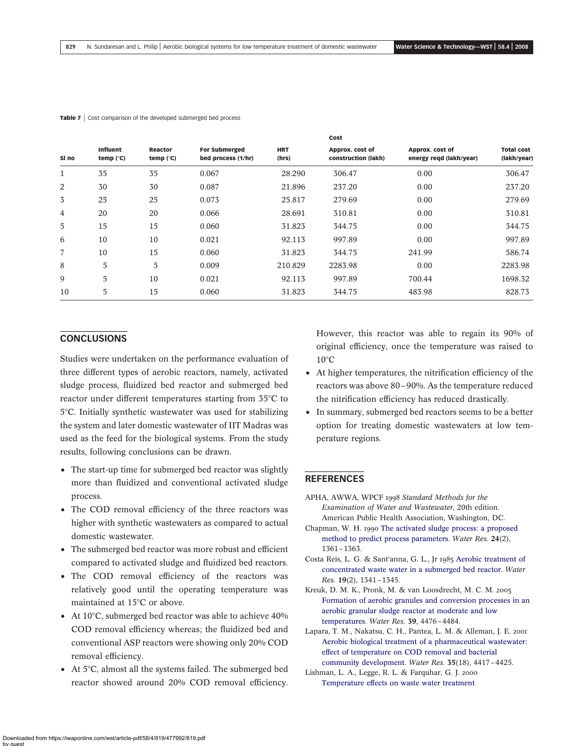**Table 7** | Cost comparison of the developed submerged bed process

| Sl no | Influent temp (°C) | Reactor temp (°C) | For Submerged bed process (1/hr) | HRT (hrs) | Cost | | |
|---|---|---|---|---|---|---|---|
| | | | | | Approx. cost of construction (lakh) | Approx. cost of energy reqd (lakh/year) | Total cost (lakh/year) |
| 1 | 35 | 35 | 0.067 | 28.290 | 306.47 | 0.00 | 306.47 |
| 2 | 30 | 30 | 0.087 | 21.896 | 237.20 | 0.00 | 237.20 |
| 3 | 25 | 25 | 0.073 | 25.817 | 279.69 | 0.00 | 279.69 |
| 4 | 20 | 20 | 0.066 | 28.691 | 310.81 | 0.00 | 310.81 |
| 5 | 15 | 15 | 0.060 | 31.823 | 344.75 | 0.00 | 344.75 |
| 6 | 10 | 10 | 0.021 | 92.113 | 997.89 | 0.00 | 997.89 |
| 7 | 10 | 15 | 0.060 | 31.823 | 344.75 | 241.99 | 586.74 |
| 8 | 5 | 5 | 0.009 | 210.829 | 2283.98 | 0.00 | 2283.98 |
| 9 | 5 | 10 | 0.021 | 92.113 | 997.89 | 700.44 | 1698.32 |
| 10 | 5 | 15 | 0.060 | 31.823 | 344.75 | 483.98 | 828.73 |

## CONCLUSIONS

Studies were undertaken on the performance evaluation of three different types of aerobic reactors, namely, activated sludge process, fluidized bed reactor and submerged bed reactor under different temperatures starting from 35°C to 5°C. Initially synthetic wastewater was used for stabilizing the system and later domestic wastewater of IIT Madras was used as the feed for the biological systems. From the study results, following conclusions can be drawn.

- The start-up time for submerged bed reactor was slightly more than fluidized and conventional activated sludge process.
- The COD removal efficiency of the three reactors was higher with synthetic wastewaters as compared to actual domestic wastewater.
- The submerged bed reactor was more robust and efficient compared to activated sludge and fluidized bed reactors.
- The COD removal efficiency of the reactors was relatively good until the operating temperature was maintained at 15°C or above.
- At 10°C, submerged bed reactor was able to achieve 40% COD removal efficiency whereas; the fluidized bed and conventional ASP reactors were showing only 20% COD removal efficiency.
- At 5°C, almost all the systems failed. The submerged bed reactor showed around 20% COD removal efficiency. However, this reactor was able to regain its 90% of original efficiency, once the temperature was raised to 10°C
- At higher temperatures, the nitrification efficiency of the reactors was above 80–90%. As the temperature reduced the nitrification efficiency has reduced drastically.
- In summary, submerged bed reactors seems to be a better option for treating domestic wastewaters at low temperature regions.

## REFERENCES

APHA, AWWA, WPCF 1998 *Standard Methods for the Examination of Water and Wastewater*, 20th edition. American Public Health Association, Washington, DC.

Chapman, W. H. 1990 The activated sludge process: a proposed method to predict process parameters. *Water Res.* **24**(2), 1361–1363.

Costa Reis, L. G. & Sant'anna, G. L., Jr 1985 Aerobic treatment of concentrated waste water in a submerged bed reactor. *Water Res.* **19**(2), 1341–1345.

Kreuk, D. M. K., Pronk, M. & van Loosdrecht, M. C. M. 2005 Formation of aerobic granules and conversion processes in an aerobic granular sludge reactor at moderate and low temperatures. *Water Res.* **39**, 4476–4484.

Lapara, T. M., Nakatsu, C. H., Pantea, L. M. & Alleman, J. E. 2001 Aerobic biological treatment of a pharmaceutical wastewater: effect of temperature on COD removal and bacterial community development. *Water Res.* **35**(18), 4417–4425.

Lishman, L. A., Legge, R. L. & Farquhar, G. J. 2000 Temperature effects on waste water treatment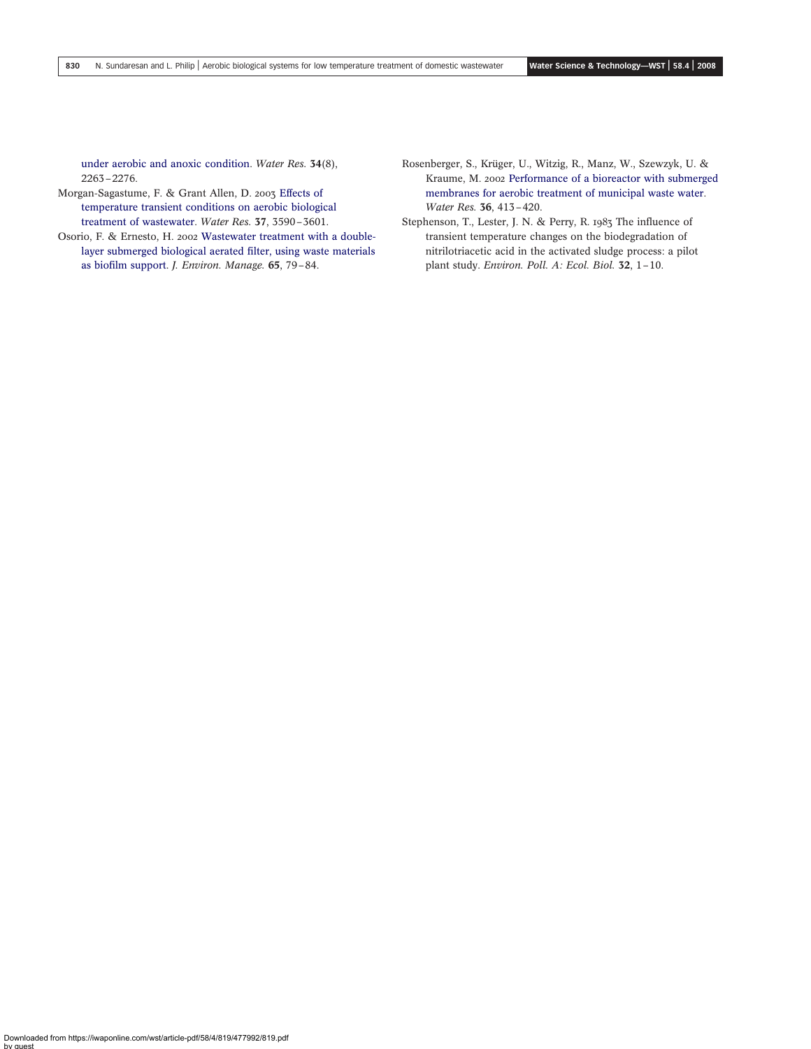under aerobic and anoxic condition. *Water Res.* **34**(8), 2263–2276.

Morgan-Sagastume, F. & Grant Allen, D. 2003 Effects of temperature transient conditions on aerobic biological treatment of wastewater. *Water Res.* **37**, 3590–3601.

Osorio, F. & Ernesto, H. 2002 Wastewater treatment with a double-layer submerged biological aerated filter, using waste materials as biofilm support. *J. Environ. Manage.* **65**, 79–84.

Rosenberger, S., Krüger, U., Witzig, R., Manz, W., Szewzyk, U. & Kraume, M. 2002 Performance of a bioreactor with submerged membranes for aerobic treatment of municipal waste water. *Water Res.* **36**, 413–420.

Stephenson, T., Lester, J. N. & Perry, R. 1983 The influence of transient temperature changes on the biodegradation of nitrilotriacetic acid in the activated sludge process: a pilot plant study. *Environ. Poll. A: Ecol. Biol.* **32**, 1–10.